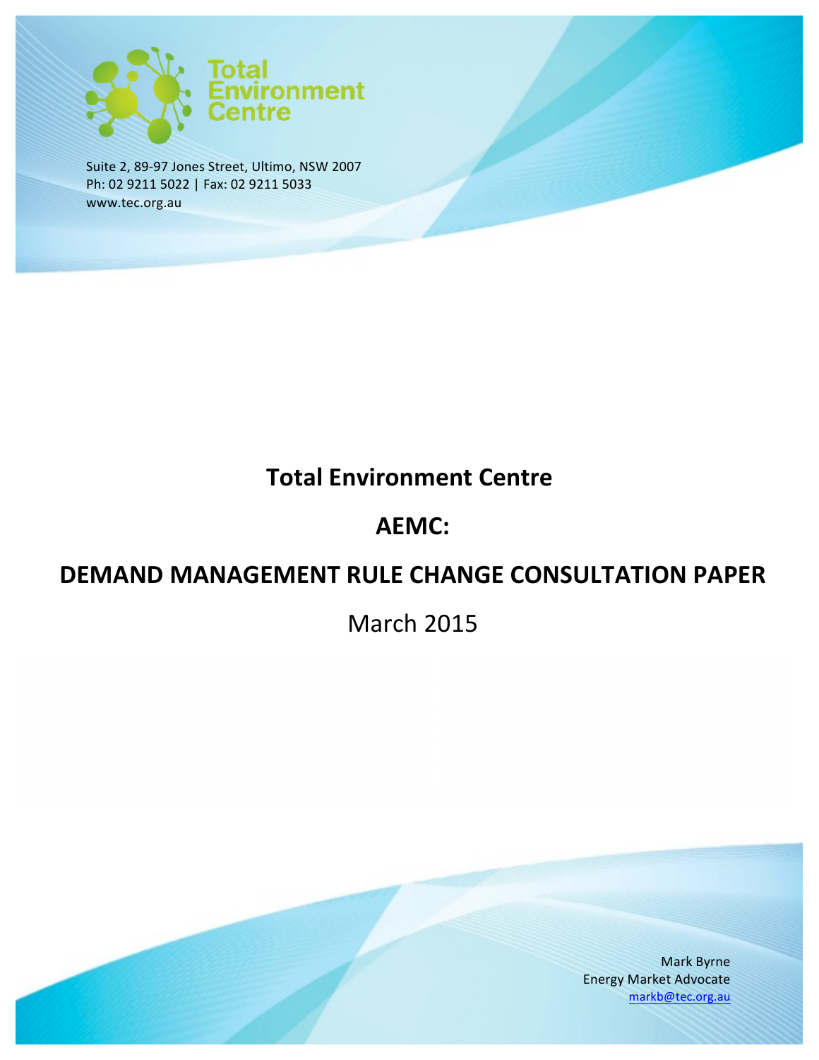Total Environment Centre

Suite 2, 89-97 Jones Street, Ultimo, NSW 2007
Ph: 02 9211 5022 | Fax: 02 9211 5033
www.tec.org.au

# Total Environment Centre

# AEMC:

# DEMAND MANAGEMENT RULE CHANGE CONSULTATION PAPER

March 2015

Mark Byrne
Energy Market Advocate
markb@tec.org.au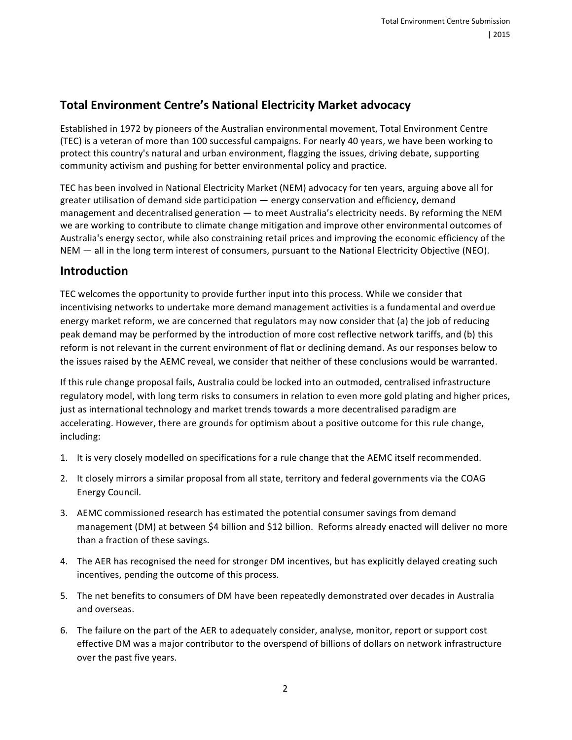## Total Environment Centre's National Electricity Market advocacy

Established in 1972 by pioneers of the Australian environmental movement, Total Environment Centre (TEC) is a veteran of more than 100 successful campaigns. For nearly 40 years, we have been working to protect this country's natural and urban environment, flagging the issues, driving debate, supporting community activism and pushing for better environmental policy and practice.

TEC has been involved in National Electricity Market (NEM) advocacy for ten years, arguing above all for greater utilisation of demand side participation — energy conservation and efficiency, demand management and decentralised generation — to meet Australia's electricity needs. By reforming the NEM we are working to contribute to climate change mitigation and improve other environmental outcomes of Australia's energy sector, while also constraining retail prices and improving the economic efficiency of the NEM — all in the long term interest of consumers, pursuant to the National Electricity Objective (NEO).

## Introduction

TEC welcomes the opportunity to provide further input into this process. While we consider that incentivising networks to undertake more demand management activities is a fundamental and overdue energy market reform, we are concerned that regulators may now consider that (a) the job of reducing peak demand may be performed by the introduction of more cost reflective network tariffs, and (b) this reform is not relevant in the current environment of flat or declining demand. As our responses below to the issues raised by the AEMC reveal, we consider that neither of these conclusions would be warranted.

If this rule change proposal fails, Australia could be locked into an outmoded, centralised infrastructure regulatory model, with long term risks to consumers in relation to even more gold plating and higher prices, just as international technology and market trends towards a more decentralised paradigm are accelerating. However, there are grounds for optimism about a positive outcome for this rule change, including:

1. It is very closely modelled on specifications for a rule change that the AEMC itself recommended.
2. It closely mirrors a similar proposal from all state, territory and federal governments via the COAG Energy Council.
3. AEMC commissioned research has estimated the potential consumer savings from demand management (DM) at between $4 billion and $12 billion. Reforms already enacted will deliver no more than a fraction of these savings.
4. The AER has recognised the need for stronger DM incentives, but has explicitly delayed creating such incentives, pending the outcome of this process.
5. The net benefits to consumers of DM have been repeatedly demonstrated over decades in Australia and overseas.
6. The failure on the part of the AER to adequately consider, analyse, monitor, report or support cost effective DM was a major contributor to the overspend of billions of dollars on network infrastructure over the past five years.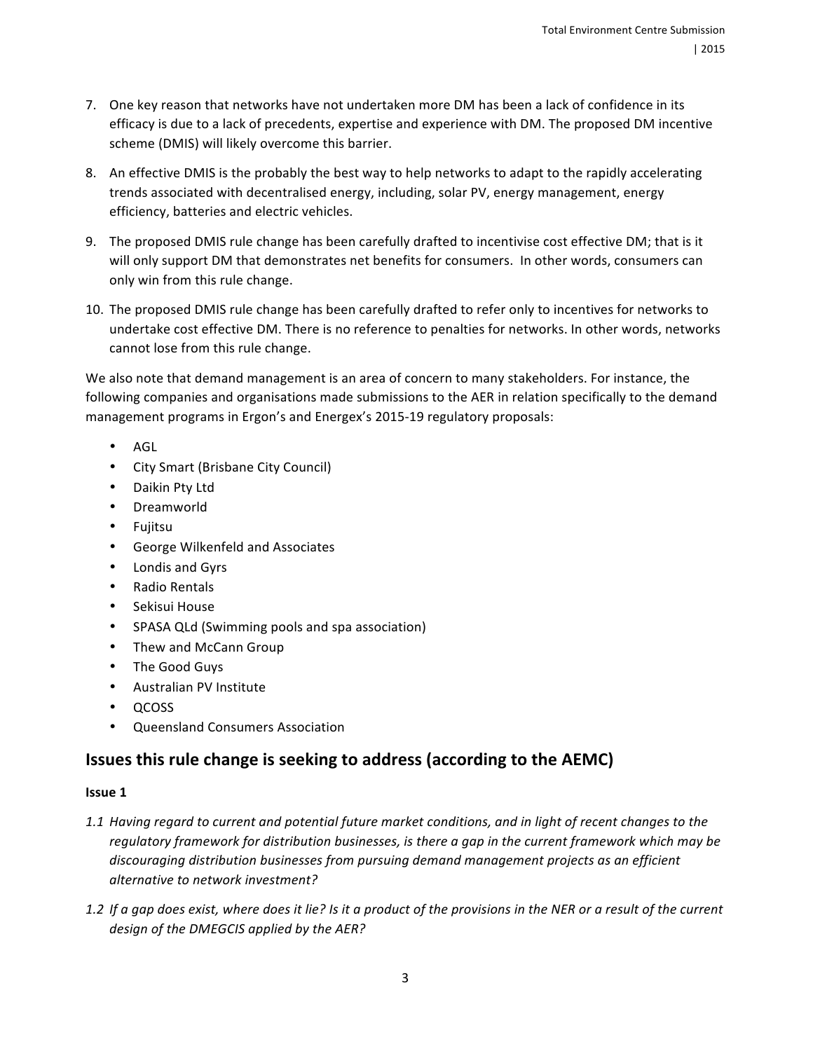7. One key reason that networks have not undertaken more DM has been a lack of confidence in its efficacy is due to a lack of precedents, expertise and experience with DM. The proposed DM incentive scheme (DMIS) will likely overcome this barrier.

8. An effective DMIS is the probably the best way to help networks to adapt to the rapidly accelerating trends associated with decentralised energy, including, solar PV, energy management, energy efficiency, batteries and electric vehicles.

9. The proposed DMIS rule change has been carefully drafted to incentivise cost effective DM; that is it will only support DM that demonstrates net benefits for consumers. In other words, consumers can only win from this rule change.

10. The proposed DMIS rule change has been carefully drafted to refer only to incentives for networks to undertake cost effective DM. There is no reference to penalties for networks. In other words, networks cannot lose from this rule change.

We also note that demand management is an area of concern to many stakeholders. For instance, the following companies and organisations made submissions to the AER in relation specifically to the demand management programs in Ergon's and Energex's 2015-19 regulatory proposals:

- AGL
- City Smart (Brisbane City Council)
- Daikin Pty Ltd
- Dreamworld
- Fujitsu
- George Wilkenfeld and Associates
- Londis and Gyrs
- Radio Rentals
- Sekisui House
- SPASA QLd (Swimming pools and spa association)
- Thew and McCann Group
- The Good Guys
- Australian PV Institute
- QCOSS
- Queensland Consumers Association

## Issues this rule change is seeking to address (according to the AEMC)

**Issue 1**

*1.1 Having regard to current and potential future market conditions, and in light of recent changes to the regulatory framework for distribution businesses, is there a gap in the current framework which may be discouraging distribution businesses from pursuing demand management projects as an efficient alternative to network investment?*

*1.2 If a gap does exist, where does it lie? Is it a product of the provisions in the NER or a result of the current design of the DMEGCIS applied by the AER?*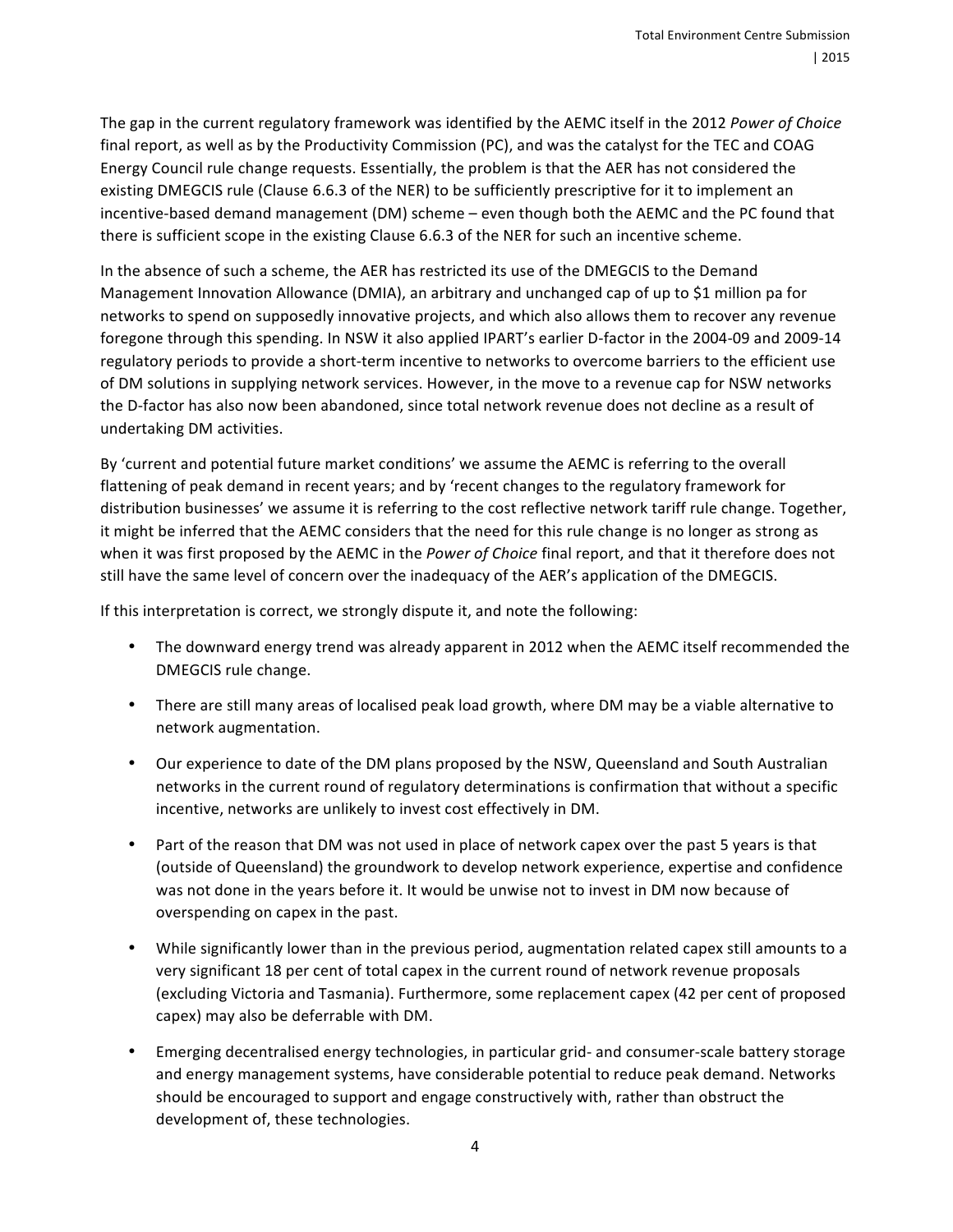The gap in the current regulatory framework was identified by the AEMC itself in the 2012 *Power of Choice* final report, as well as by the Productivity Commission (PC), and was the catalyst for the TEC and COAG Energy Council rule change requests. Essentially, the problem is that the AER has not considered the existing DMEGCIS rule (Clause 6.6.3 of the NER) to be sufficiently prescriptive for it to implement an incentive-based demand management (DM) scheme – even though both the AEMC and the PC found that there is sufficient scope in the existing Clause 6.6.3 of the NER for such an incentive scheme.

In the absence of such a scheme, the AER has restricted its use of the DMEGCIS to the Demand Management Innovation Allowance (DMIA), an arbitrary and unchanged cap of up to $1 million pa for networks to spend on supposedly innovative projects, and which also allows them to recover any revenue foregone through this spending. In NSW it also applied IPART's earlier D-factor in the 2004-09 and 2009-14 regulatory periods to provide a short-term incentive to networks to overcome barriers to the efficient use of DM solutions in supplying network services. However, in the move to a revenue cap for NSW networks the D-factor has also now been abandoned, since total network revenue does not decline as a result of undertaking DM activities.

By 'current and potential future market conditions' we assume the AEMC is referring to the overall flattening of peak demand in recent years; and by 'recent changes to the regulatory framework for distribution businesses' we assume it is referring to the cost reflective network tariff rule change. Together, it might be inferred that the AEMC considers that the need for this rule change is no longer as strong as when it was first proposed by the AEMC in the *Power of Choice* final report, and that it therefore does not still have the same level of concern over the inadequacy of the AER's application of the DMEGCIS.

If this interpretation is correct, we strongly dispute it, and note the following:

- The downward energy trend was already apparent in 2012 when the AEMC itself recommended the DMEGCIS rule change.
- There are still many areas of localised peak load growth, where DM may be a viable alternative to network augmentation.
- Our experience to date of the DM plans proposed by the NSW, Queensland and South Australian networks in the current round of regulatory determinations is confirmation that without a specific incentive, networks are unlikely to invest cost effectively in DM.
- Part of the reason that DM was not used in place of network capex over the past 5 years is that (outside of Queensland) the groundwork to develop network experience, expertise and confidence was not done in the years before it. It would be unwise not to invest in DM now because of overspending on capex in the past.
- While significantly lower than in the previous period, augmentation related capex still amounts to a very significant 18 per cent of total capex in the current round of network revenue proposals (excluding Victoria and Tasmania). Furthermore, some replacement capex (42 per cent of proposed capex) may also be deferrable with DM.
- Emerging decentralised energy technologies, in particular grid- and consumer-scale battery storage and energy management systems, have considerable potential to reduce peak demand. Networks should be encouraged to support and engage constructively with, rather than obstruct the development of, these technologies.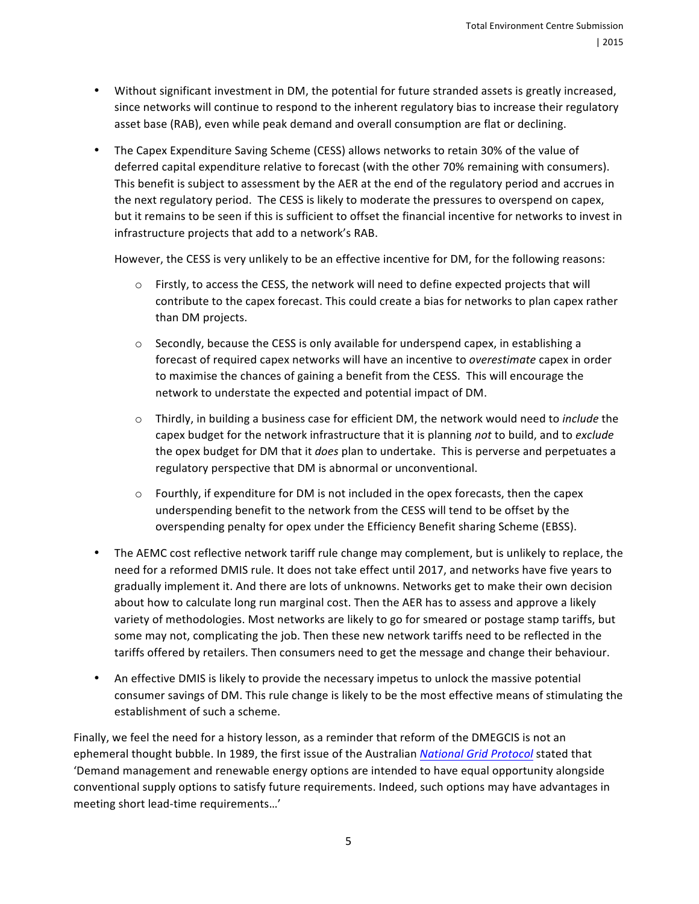- Without significant investment in DM, the potential for future stranded assets is greatly increased, since networks will continue to respond to the inherent regulatory bias to increase their regulatory asset base (RAB), even while peak demand and overall consumption are flat or declining.

- The Capex Expenditure Saving Scheme (CESS) allows networks to retain 30% of the value of deferred capital expenditure relative to forecast (with the other 70% remaining with consumers). This benefit is subject to assessment by the AER at the end of the regulatory period and accrues in the next regulatory period. The CESS is likely to moderate the pressures to overspend on capex, but it remains to be seen if this is sufficient to offset the financial incentive for networks to invest in infrastructure projects that add to a network's RAB.

  However, the CESS is very unlikely to be an effective incentive for DM, for the following reasons:

  - Firstly, to access the CESS, the network will need to define expected projects that will contribute to the capex forecast. This could create a bias for networks to plan capex rather than DM projects.

  - Secondly, because the CESS is only available for underspend capex, in establishing a forecast of required capex networks will have an incentive to *overestimate* capex in order to maximise the chances of gaining a benefit from the CESS. This will encourage the network to understate the expected and potential impact of DM.

  - Thirdly, in building a business case for efficient DM, the network would need to *include* the capex budget for the network infrastructure that it is planning *not* to build, and to *exclude* the opex budget for DM that it *does* plan to undertake. This is perverse and perpetuates a regulatory perspective that DM is abnormal or unconventional.

  - Fourthly, if expenditure for DM is not included in the opex forecasts, then the capex underspending benefit to the network from the CESS will tend to be offset by the overspending penalty for opex under the Efficiency Benefit sharing Scheme (EBSS).

- The AEMC cost reflective network tariff rule change may complement, but is unlikely to replace, the need for a reformed DMIS rule. It does not take effect until 2017, and networks have five years to gradually implement it. And there are lots of unknowns. Networks get to make their own decision about how to calculate long run marginal cost. Then the AER has to assess and approve a likely variety of methodologies. Most networks are likely to go for smeared or postage stamp tariffs, but some may not, complicating the job. Then these new network tariffs need to be reflected in the tariffs offered by retailers. Then consumers need to get the message and change their behaviour.

- An effective DMIS is likely to provide the necessary impetus to unlock the massive potential consumer savings of DM. This rule change is likely to be the most effective means of stimulating the establishment of such a scheme.

Finally, we feel the need for a history lesson, as a reminder that reform of the DMEGCIS is not an ephemeral thought bubble. In 1989, the first issue of the Australian *National Grid Protocol* stated that 'Demand management and renewable energy options are intended to have equal opportunity alongside conventional supply options to satisfy future requirements. Indeed, such options may have advantages in meeting short lead-time requirements…'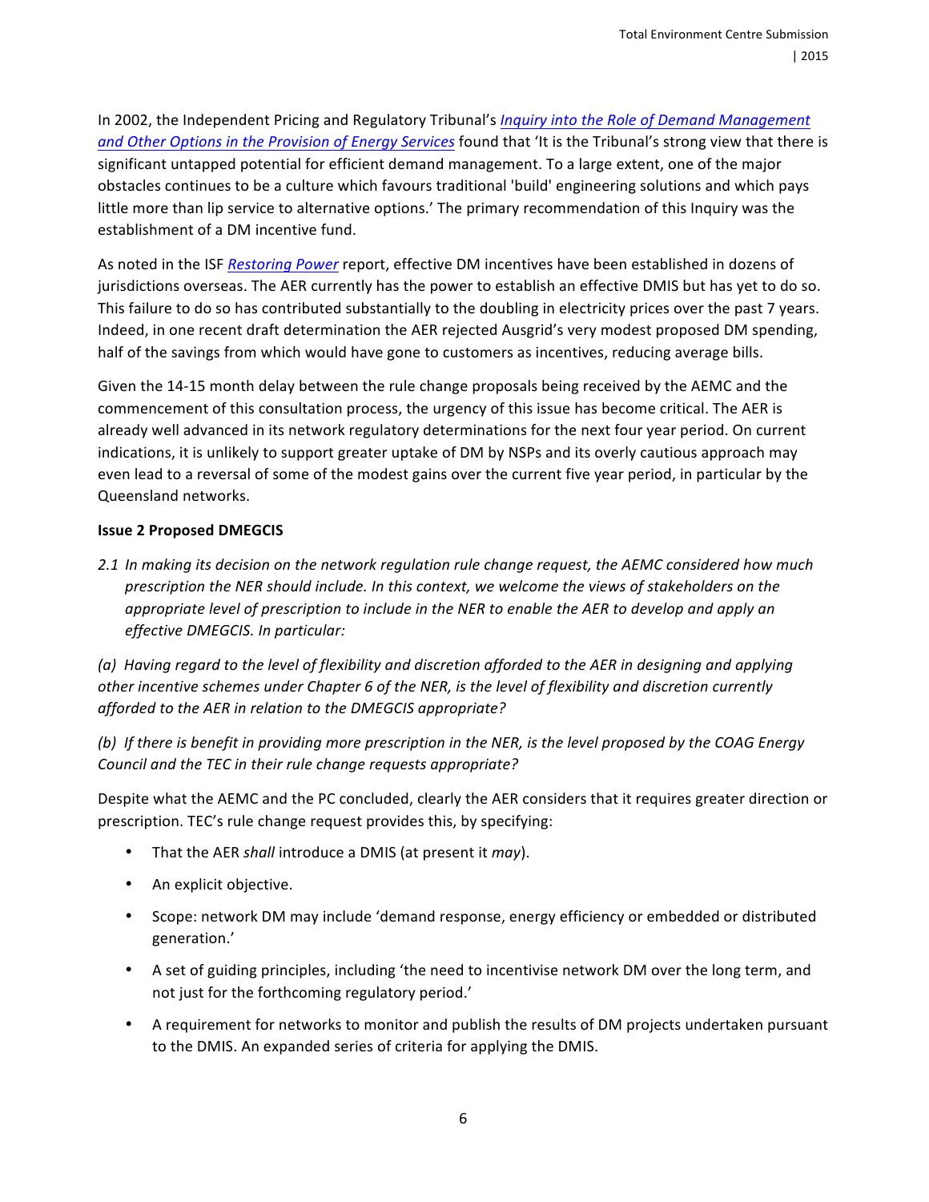In 2002, the Independent Pricing and Regulatory Tribunal's *Inquiry into the Role of Demand Management and Other Options in the Provision of Energy Services* found that 'It is the Tribunal's strong view that there is significant untapped potential for efficient demand management. To a large extent, one of the major obstacles continues to be a culture which favours traditional 'build' engineering solutions and which pays little more than lip service to alternative options.' The primary recommendation of this Inquiry was the establishment of a DM incentive fund.

As noted in the ISF *Restoring Power* report, effective DM incentives have been established in dozens of jurisdictions overseas. The AER currently has the power to establish an effective DMIS but has yet to do so. This failure to do so has contributed substantially to the doubling in electricity prices over the past 7 years. Indeed, in one recent draft determination the AER rejected Ausgrid's very modest proposed DM spending, half of the savings from which would have gone to customers as incentives, reducing average bills.

Given the 14-15 month delay between the rule change proposals being received by the AEMC and the commencement of this consultation process, the urgency of this issue has become critical. The AER is already well advanced in its network regulatory determinations for the next four year period. On current indications, it is unlikely to support greater uptake of DM by NSPs and its overly cautious approach may even lead to a reversal of some of the modest gains over the current five year period, in particular by the Queensland networks.

**Issue 2 Proposed DMEGCIS**

*2.1 In making its decision on the network regulation rule change request, the AEMC considered how much prescription the NER should include. In this context, we welcome the views of stakeholders on the appropriate level of prescription to include in the NER to enable the AER to develop and apply an effective DMEGCIS. In particular:*

*(a) Having regard to the level of flexibility and discretion afforded to the AER in designing and applying other incentive schemes under Chapter 6 of the NER, is the level of flexibility and discretion currently afforded to the AER in relation to the DMEGCIS appropriate?*

*(b) If there is benefit in providing more prescription in the NER, is the level proposed by the COAG Energy Council and the TEC in their rule change requests appropriate?*

Despite what the AEMC and the PC concluded, clearly the AER considers that it requires greater direction or prescription. TEC's rule change request provides this, by specifying:

- That the AER *shall* introduce a DMIS (at present it *may*).
- An explicit objective.
- Scope: network DM may include 'demand response, energy efficiency or embedded or distributed generation.'
- A set of guiding principles, including 'the need to incentivise network DM over the long term, and not just for the forthcoming regulatory period.'
- A requirement for networks to monitor and publish the results of DM projects undertaken pursuant to the DMIS. An expanded series of criteria for applying the DMIS.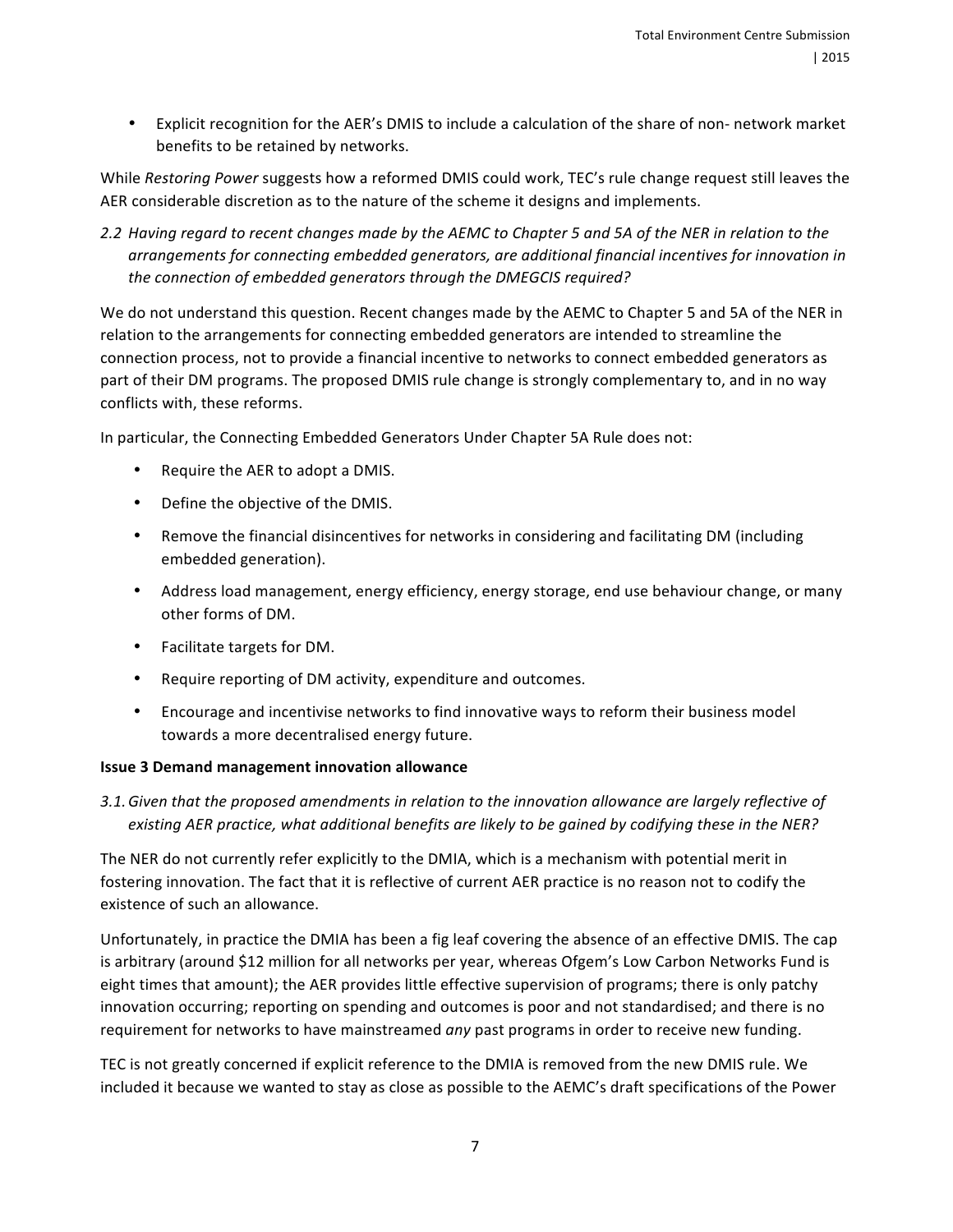- Explicit recognition for the AER's DMIS to include a calculation of the share of non- network market benefits to be retained by networks.

While *Restoring Power* suggests how a reformed DMIS could work, TEC's rule change request still leaves the AER considerable discretion as to the nature of the scheme it designs and implements.

*2.2 Having regard to recent changes made by the AEMC to Chapter 5 and 5A of the NER in relation to the arrangements for connecting embedded generators, are additional financial incentives for innovation in the connection of embedded generators through the DMEGCIS required?*

We do not understand this question. Recent changes made by the AEMC to Chapter 5 and 5A of the NER in relation to the arrangements for connecting embedded generators are intended to streamline the connection process, not to provide a financial incentive to networks to connect embedded generators as part of their DM programs. The proposed DMIS rule change is strongly complementary to, and in no way conflicts with, these reforms.

In particular, the Connecting Embedded Generators Under Chapter 5A Rule does not:

- Require the AER to adopt a DMIS.
- Define the objective of the DMIS.
- Remove the financial disincentives for networks in considering and facilitating DM (including embedded generation).
- Address load management, energy efficiency, energy storage, end use behaviour change, or many other forms of DM.
- Facilitate targets for DM.
- Require reporting of DM activity, expenditure and outcomes.
- Encourage and incentivise networks to find innovative ways to reform their business model towards a more decentralised energy future.

**Issue 3 Demand management innovation allowance**

*3.1. Given that the proposed amendments in relation to the innovation allowance are largely reflective of existing AER practice, what additional benefits are likely to be gained by codifying these in the NER?*

The NER do not currently refer explicitly to the DMIA, which is a mechanism with potential merit in fostering innovation. The fact that it is reflective of current AER practice is no reason not to codify the existence of such an allowance.

Unfortunately, in practice the DMIA has been a fig leaf covering the absence of an effective DMIS. The cap is arbitrary (around $12 million for all networks per year, whereas Ofgem's Low Carbon Networks Fund is eight times that amount); the AER provides little effective supervision of programs; there is only patchy innovation occurring; reporting on spending and outcomes is poor and not standardised; and there is no requirement for networks to have mainstreamed *any* past programs in order to receive new funding.

TEC is not greatly concerned if explicit reference to the DMIA is removed from the new DMIS rule. We included it because we wanted to stay as close as possible to the AEMC's draft specifications of the Power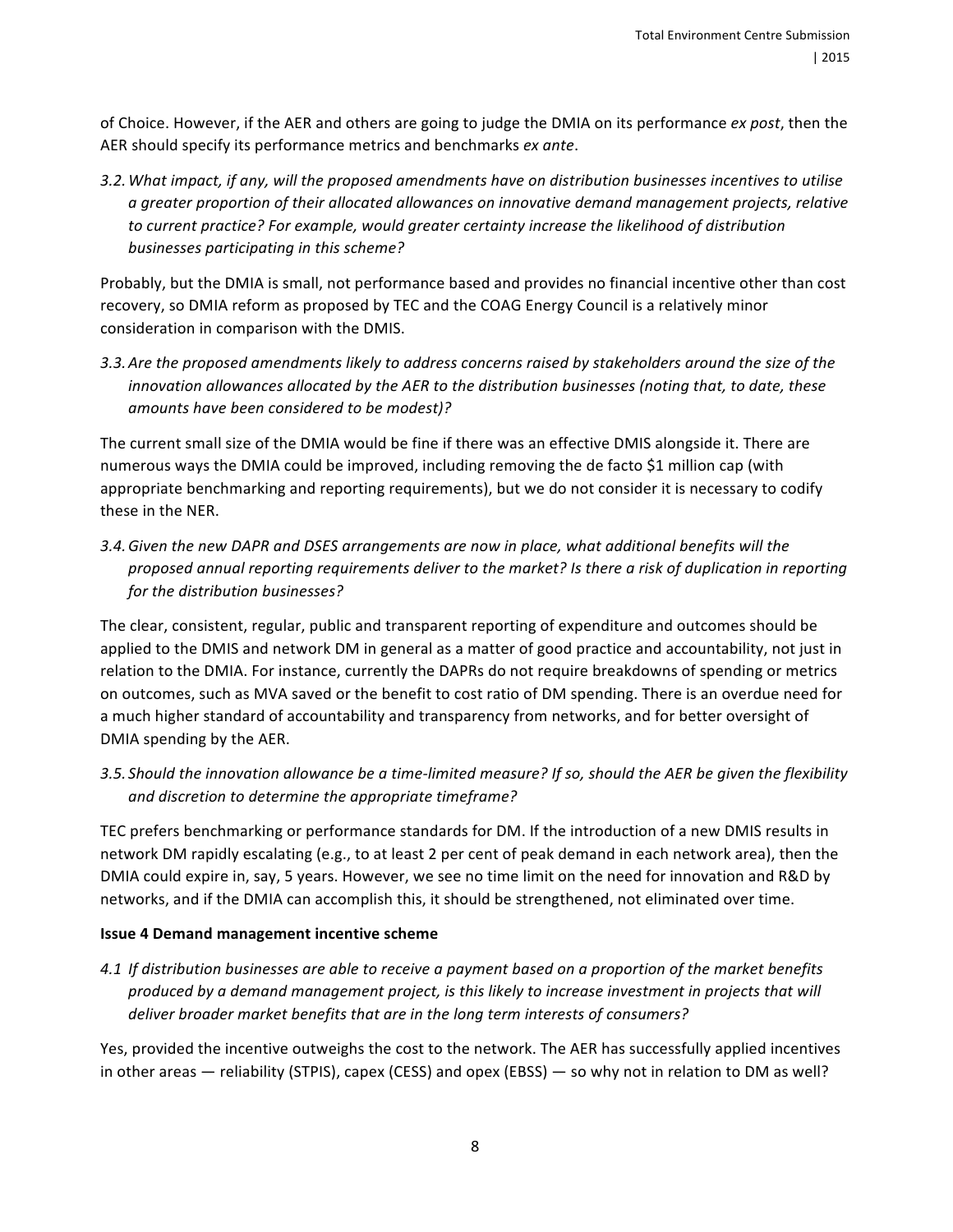of Choice. However, if the AER and others are going to judge the DMIA on its performance *ex post*, then the AER should specify its performance metrics and benchmarks *ex ante*.

*3.2. What impact, if any, will the proposed amendments have on distribution businesses incentives to utilise a greater proportion of their allocated allowances on innovative demand management projects, relative to current practice? For example, would greater certainty increase the likelihood of distribution businesses participating in this scheme?*

Probably, but the DMIA is small, not performance based and provides no financial incentive other than cost recovery, so DMIA reform as proposed by TEC and the COAG Energy Council is a relatively minor consideration in comparison with the DMIS.

*3.3. Are the proposed amendments likely to address concerns raised by stakeholders around the size of the innovation allowances allocated by the AER to the distribution businesses (noting that, to date, these amounts have been considered to be modest)?*

The current small size of the DMIA would be fine if there was an effective DMIS alongside it. There are numerous ways the DMIA could be improved, including removing the de facto $1 million cap (with appropriate benchmarking and reporting requirements), but we do not consider it is necessary to codify these in the NER.

*3.4. Given the new DAPR and DSES arrangements are now in place, what additional benefits will the proposed annual reporting requirements deliver to the market? Is there a risk of duplication in reporting for the distribution businesses?*

The clear, consistent, regular, public and transparent reporting of expenditure and outcomes should be applied to the DMIS and network DM in general as a matter of good practice and accountability, not just in relation to the DMIA. For instance, currently the DAPRs do not require breakdowns of spending or metrics on outcomes, such as MVA saved or the benefit to cost ratio of DM spending. There is an overdue need for a much higher standard of accountability and transparency from networks, and for better oversight of DMIA spending by the AER.

*3.5. Should the innovation allowance be a time-limited measure? If so, should the AER be given the flexibility and discretion to determine the appropriate timeframe?*

TEC prefers benchmarking or performance standards for DM. If the introduction of a new DMIS results in network DM rapidly escalating (e.g., to at least 2 per cent of peak demand in each network area), then the DMIA could expire in, say, 5 years. However, we see no time limit on the need for innovation and R&D by networks, and if the DMIA can accomplish this, it should be strengthened, not eliminated over time.

**Issue 4 Demand management incentive scheme**

*4.1 If distribution businesses are able to receive a payment based on a proportion of the market benefits produced by a demand management project, is this likely to increase investment in projects that will deliver broader market benefits that are in the long term interests of consumers?*

Yes, provided the incentive outweighs the cost to the network. The AER has successfully applied incentives in other areas — reliability (STPIS), capex (CESS) and opex (EBSS) — so why not in relation to DM as well?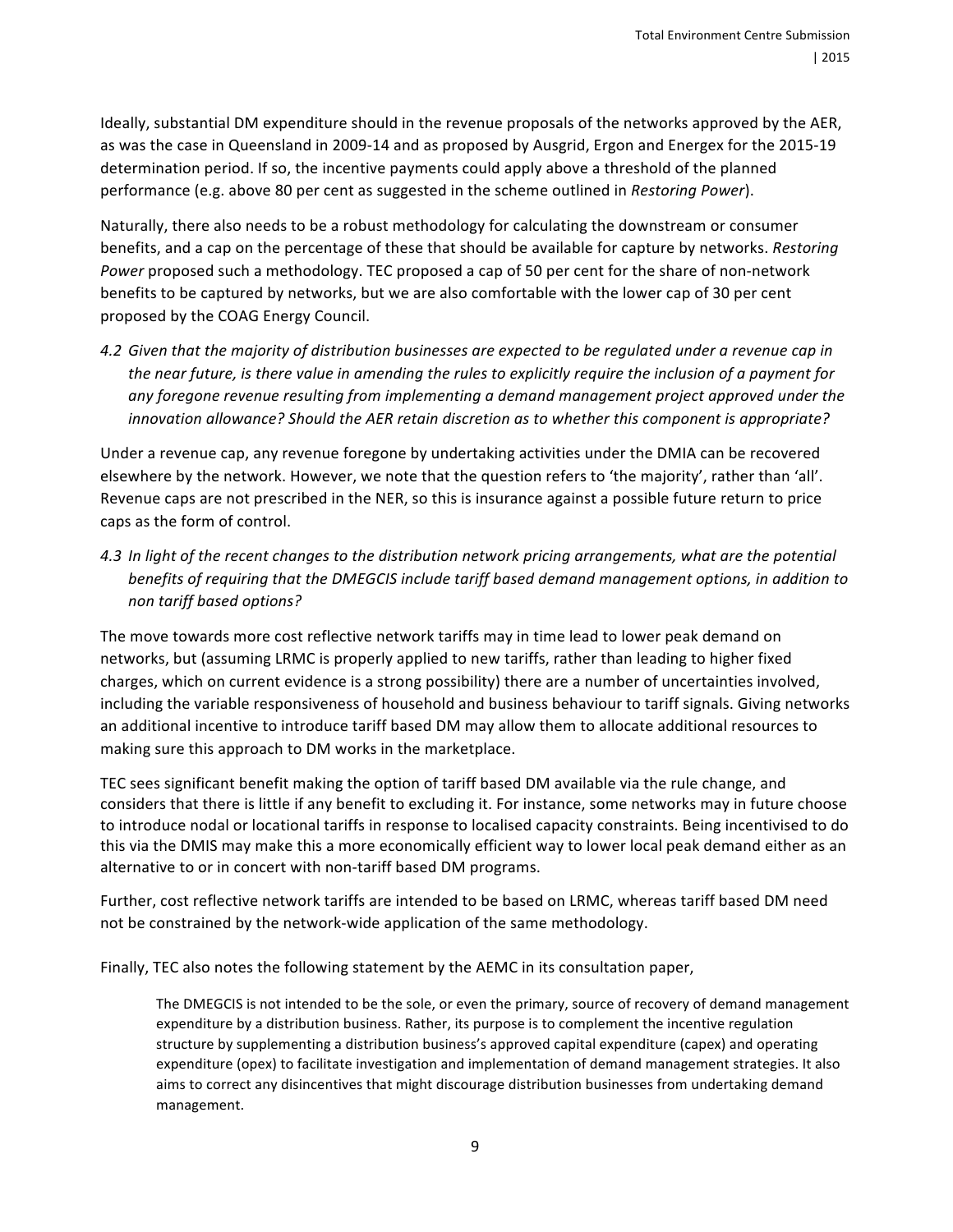Ideally, substantial DM expenditure should in the revenue proposals of the networks approved by the AER, as was the case in Queensland in 2009-14 and as proposed by Ausgrid, Ergon and Energex for the 2015-19 determination period. If so, the incentive payments could apply above a threshold of the planned performance (e.g. above 80 per cent as suggested in the scheme outlined in *Restoring Power*).

Naturally, there also needs to be a robust methodology for calculating the downstream or consumer benefits, and a cap on the percentage of these that should be available for capture by networks. *Restoring Power* proposed such a methodology. TEC proposed a cap of 50 per cent for the share of non-network benefits to be captured by networks, but we are also comfortable with the lower cap of 30 per cent proposed by the COAG Energy Council.

*4.2 Given that the majority of distribution businesses are expected to be regulated under a revenue cap in the near future, is there value in amending the rules to explicitly require the inclusion of a payment for any foregone revenue resulting from implementing a demand management project approved under the innovation allowance? Should the AER retain discretion as to whether this component is appropriate?*

Under a revenue cap, any revenue foregone by undertaking activities under the DMIA can be recovered elsewhere by the network. However, we note that the question refers to 'the majority', rather than 'all'. Revenue caps are not prescribed in the NER, so this is insurance against a possible future return to price caps as the form of control.

*4.3 In light of the recent changes to the distribution network pricing arrangements, what are the potential benefits of requiring that the DMEGCIS include tariff based demand management options, in addition to non tariff based options?*

The move towards more cost reflective network tariffs may in time lead to lower peak demand on networks, but (assuming LRMC is properly applied to new tariffs, rather than leading to higher fixed charges, which on current evidence is a strong possibility) there are a number of uncertainties involved, including the variable responsiveness of household and business behaviour to tariff signals. Giving networks an additional incentive to introduce tariff based DM may allow them to allocate additional resources to making sure this approach to DM works in the marketplace.

TEC sees significant benefit making the option of tariff based DM available via the rule change, and considers that there is little if any benefit to excluding it. For instance, some networks may in future choose to introduce nodal or locational tariffs in response to localised capacity constraints. Being incentivised to do this via the DMIS may make this a more economically efficient way to lower local peak demand either as an alternative to or in concert with non-tariff based DM programs.

Further, cost reflective network tariffs are intended to be based on LRMC, whereas tariff based DM need not be constrained by the network-wide application of the same methodology.

Finally, TEC also notes the following statement by the AEMC in its consultation paper,

> The DMEGCIS is not intended to be the sole, or even the primary, source of recovery of demand management expenditure by a distribution business. Rather, its purpose is to complement the incentive regulation structure by supplementing a distribution business's approved capital expenditure (capex) and operating expenditure (opex) to facilitate investigation and implementation of demand management strategies. It also aims to correct any disincentives that might discourage distribution businesses from undertaking demand management.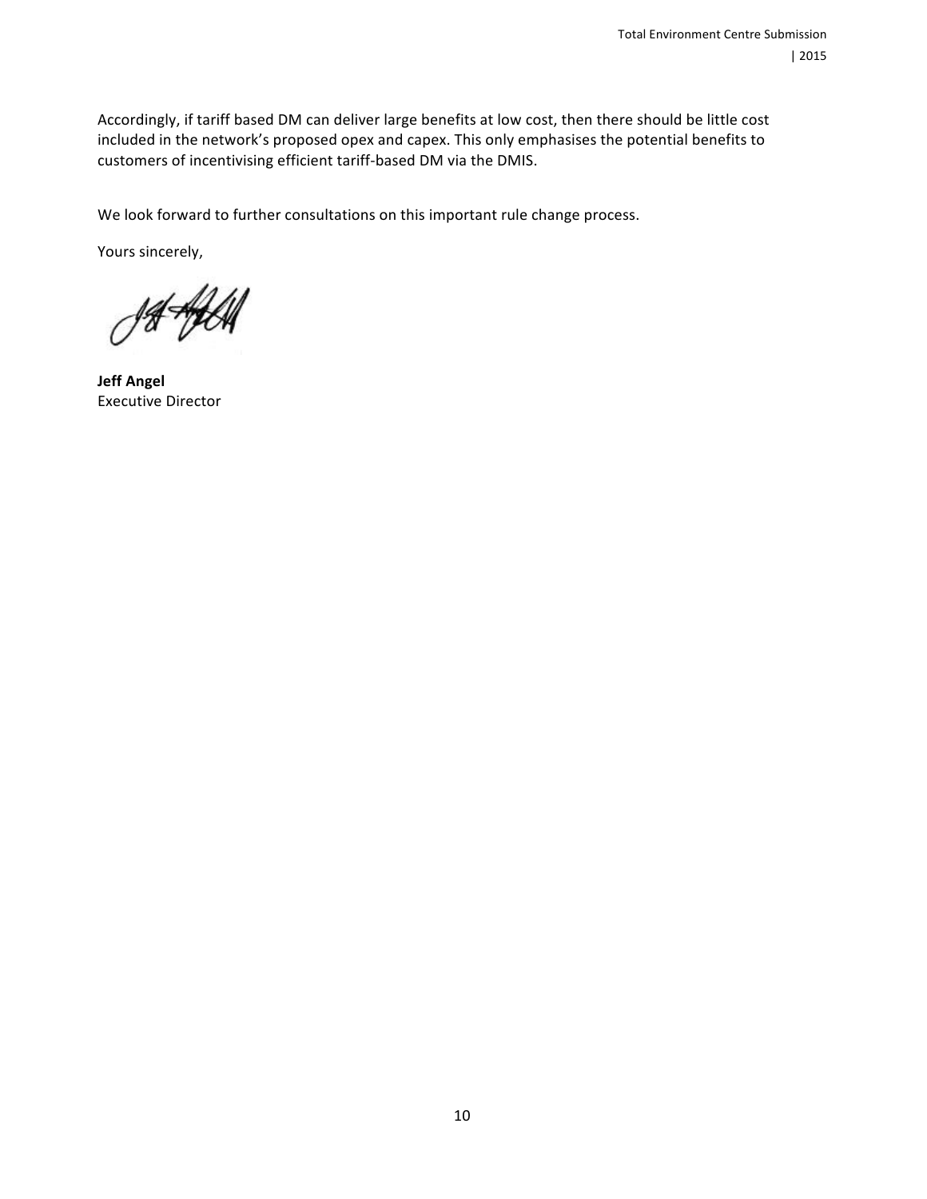Accordingly, if tariff based DM can deliver large benefits at low cost, then there should be little cost included in the network's proposed opex and capex. This only emphasises the potential benefits to customers of incentivising efficient tariff-based DM via the DMIS.

We look forward to further consultations on this important rule change process.

Yours sincerely,

**Jeff Angel**
Executive Director